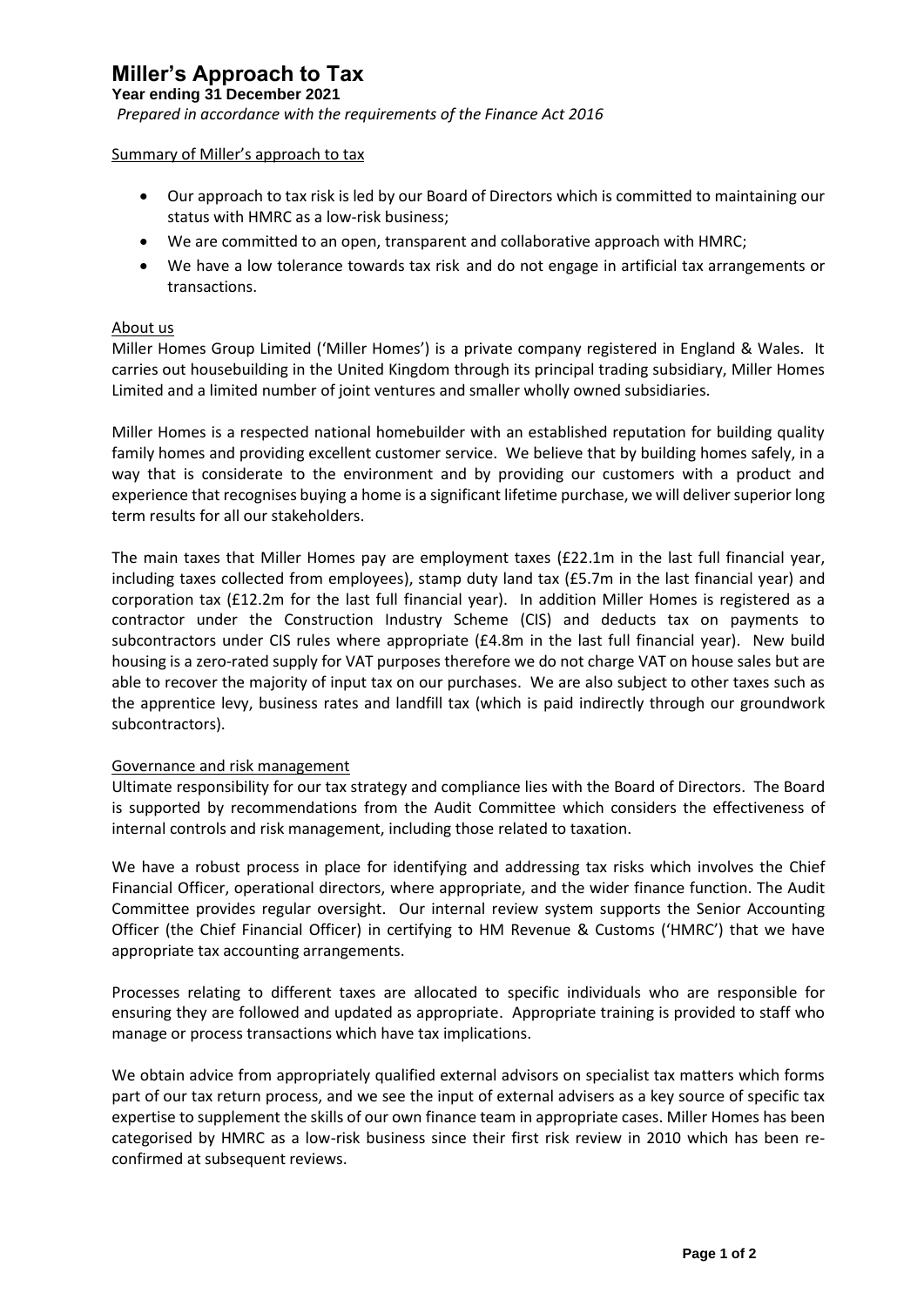# Miller's Approach to Tax

**Year ending 31 December 2021**

*Prepared in accordance with the requirements of the Finance Act 2016*

## Summary of Miller's approach to tax

- Our approach to tax risk is led by our Board of Directors which is committed to maintaining our status with HMRC as a low-risk business;
- We are committed to an open, transparent and collaborative approach with HMRC;
- We have a low tolerance towards tax risk and do not engage in artificial tax arrangements or transactions.

## About us

Miller Homes Group Limited ('Miller Homes') is a private company registered in England & Wales. It carries out housebuilding in the United Kingdom through its principal trading subsidiary, Miller Homes Limited and a limited number of joint ventures and smaller wholly owned subsidiaries.

Miller Homes is a respected national homebuilder with an established reputation for building quality family homes and providing excellent customer service. We believe that by building homes safely, in a way that is considerate to the environment and by providing our customers with a product and experience that recognises buying a home is a significant lifetime purchase, we will deliver superior long term results for all our stakeholders.

The main taxes that Miller Homes pay are employment taxes (£22.1m in the last full financial year, including taxes collected from employees), stamp duty land tax (£5.7m in the last financial year) and corporation tax (£12.2m for the last full financial year). In addition Miller Homes is registered as a contractor under the Construction Industry Scheme (CIS) and deducts tax on payments to subcontractors under CIS rules where appropriate (£4.8m in the last full financial year). New build housing is a zero-rated supply for VAT purposes therefore we do not charge VAT on house sales but are able to recover the majority of input tax on our purchases. We are also subject to other taxes such as the apprentice levy, business rates and landfill tax (which is paid indirectly through our groundwork subcontractors).

## Governance and risk management

Ultimate responsibility for our tax strategy and compliance lies with the Board of Directors. The Board is supported by recommendations from the Audit Committee which considers the effectiveness of internal controls and risk management, including those related to taxation.

We have a robust process in place for identifying and addressing tax risks which involves the Chief Financial Officer, operational directors, where appropriate, and the wider finance function. The Audit Committee provides regular oversight. Our internal review system supports the Senior Accounting Officer (the Chief Financial Officer) in certifying to HM Revenue & Customs ('HMRC') that we have appropriate tax accounting arrangements.

Processes relating to different taxes are allocated to specific individuals who are responsible for ensuring they are followed and updated as appropriate. Appropriate training is provided to staff who manage or process transactions which have tax implications.

We obtain advice from appropriately qualified external advisors on specialist tax matters which forms part of our tax return process, and we see the input of external advisers as a key source of specific tax expertise to supplement the skills of our own finance team in appropriate cases. Miller Homes has been categorised by HMRC as a low-risk business since their first risk review in 2010 which has been re-confirmed at subsequent reviews.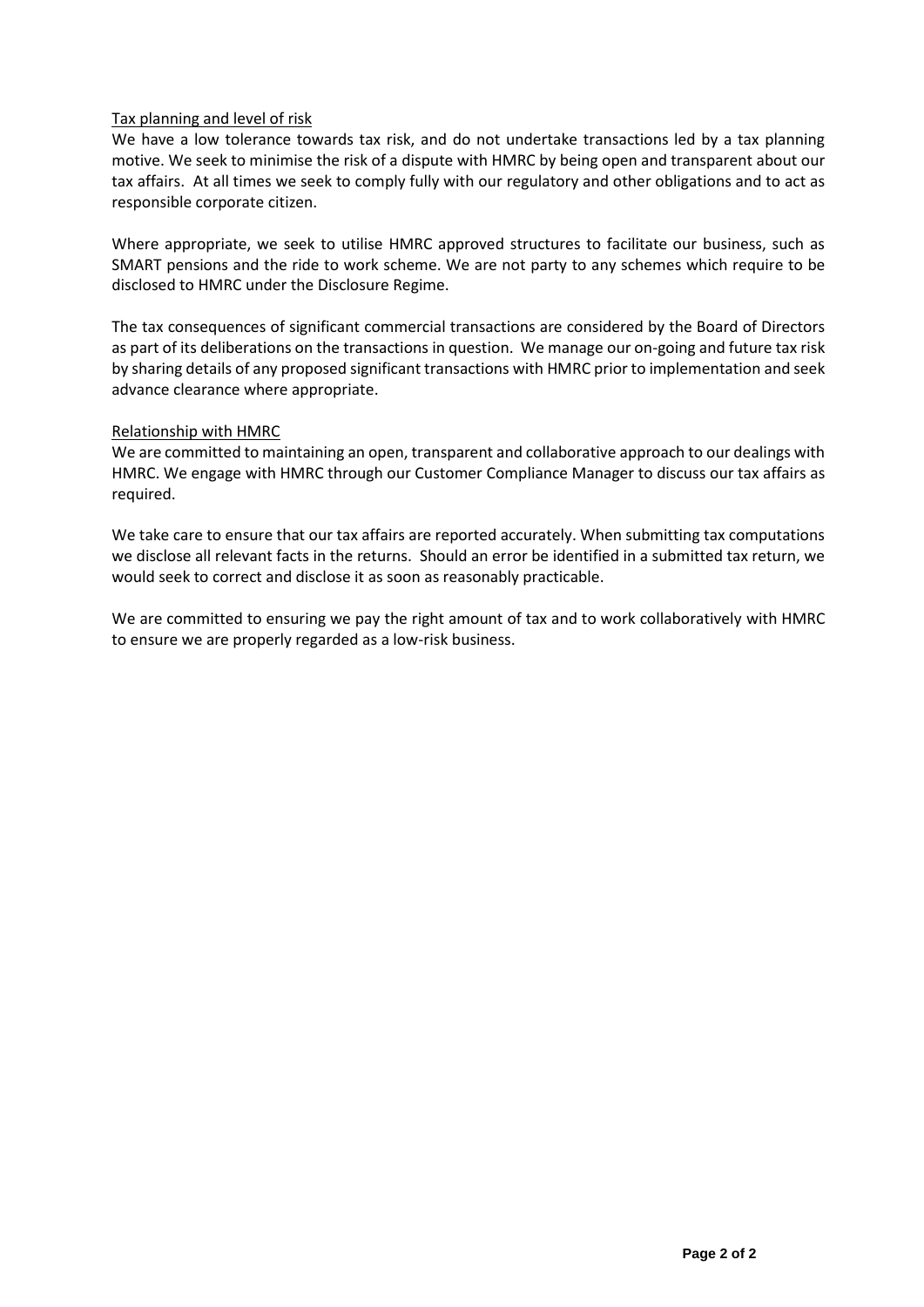Tax planning and level of risk

We have a low tolerance towards tax risk, and do not undertake transactions led by a tax planning motive. We seek to minimise the risk of a dispute with HMRC by being open and transparent about our tax affairs. At all times we seek to comply fully with our regulatory and other obligations and to act as responsible corporate citizen.

Where appropriate, we seek to utilise HMRC approved structures to facilitate our business, such as SMART pensions and the ride to work scheme. We are not party to any schemes which require to be disclosed to HMRC under the Disclosure Regime.

The tax consequences of significant commercial transactions are considered by the Board of Directors as part of its deliberations on the transactions in question. We manage our on-going and future tax risk by sharing details of any proposed significant transactions with HMRC prior to implementation and seek advance clearance where appropriate.

Relationship with HMRC

We are committed to maintaining an open, transparent and collaborative approach to our dealings with HMRC. We engage with HMRC through our Customer Compliance Manager to discuss our tax affairs as required.

We take care to ensure that our tax affairs are reported accurately. When submitting tax computations we disclose all relevant facts in the returns. Should an error be identified in a submitted tax return, we would seek to correct and disclose it as soon as reasonably practicable.

We are committed to ensuring we pay the right amount of tax and to work collaboratively with HMRC to ensure we are properly regarded as a low-risk business.